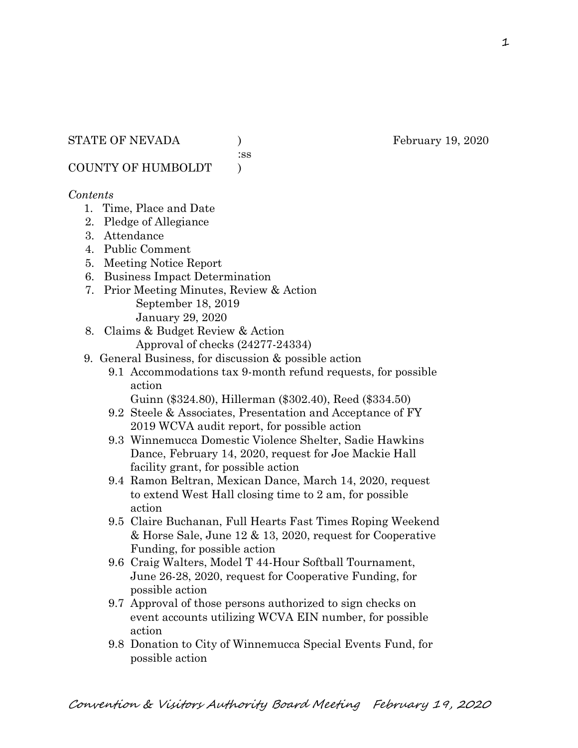STATE OF NEVADA ) February 19, 2020
:ss
COUNTY OF HUMBOLDT )

*Contents*

1. Time, Place and Date
2. Pledge of Allegiance
3. Attendance
4. Public Comment
5. Meeting Notice Report
6. Business Impact Determination
7. Prior Meeting Minutes, Review & Action
   September 18, 2019
   January 29, 2020
8. Claims & Budget Review & Action
   Approval of checks (24277-24334)
9. General Business, for discussion & possible action
   - 9.1 Accommodations tax 9-month refund requests, for possible action
     Guinn ($324.80), Hillerman ($302.40), Reed ($334.50)
   - 9.2 Steele & Associates, Presentation and Acceptance of FY 2019 WCVA audit report, for possible action
   - 9.3 Winnemucca Domestic Violence Shelter, Sadie Hawkins Dance, February 14, 2020, request for Joe Mackie Hall facility grant, for possible action
   - 9.4 Ramon Beltran, Mexican Dance, March 14, 2020, request to extend West Hall closing time to 2 am, for possible action
   - 9.5 Claire Buchanan, Full Hearts Fast Times Roping Weekend & Horse Sale, June 12 & 13, 2020, request for Cooperative Funding, for possible action
   - 9.6 Craig Walters, Model T 44-Hour Softball Tournament, June 26-28, 2020, request for Cooperative Funding, for possible action
   - 9.7 Approval of those persons authorized to sign checks on event accounts utilizing WCVA EIN number, for possible action
   - 9.8 Donation to City of Winnemucca Special Events Fund, for possible action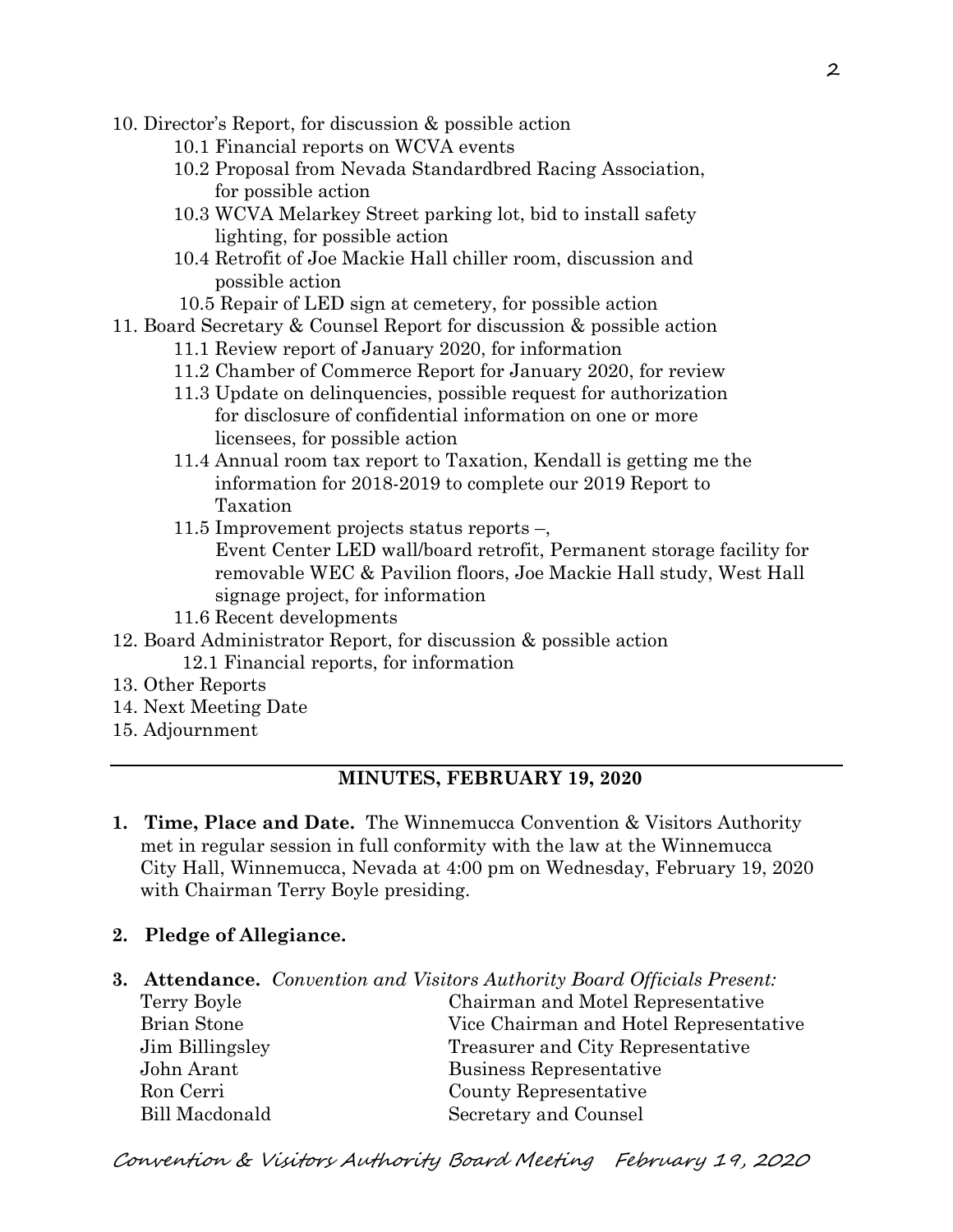10. Director's Report, for discussion & possible action
    - 10.1 Financial reports on WCVA events
    - 10.2 Proposal from Nevada Standardbred Racing Association, for possible action
    - 10.3 WCVA Melarkey Street parking lot, bid to install safety lighting, for possible action
    - 10.4 Retrofit of Joe Mackie Hall chiller room, discussion and possible action
    - 10.5 Repair of LED sign at cemetery, for possible action
11. Board Secretary & Counsel Report for discussion & possible action
    - 11.1 Review report of January 2020, for information
    - 11.2 Chamber of Commerce Report for January 2020, for review
    - 11.3 Update on delinquencies, possible request for authorization for disclosure of confidential information on one or more licensees, for possible action
    - 11.4 Annual room tax report to Taxation, Kendall is getting me the information for 2018-2019 to complete our 2019 Report to Taxation
    - 11.5 Improvement projects status reports –, Event Center LED wall/board retrofit, Permanent storage facility for removable WEC & Pavilion floors, Joe Mackie Hall study, West Hall signage project, for information
    - 11.6 Recent developments
12. Board Administrator Report, for discussion & possible action
    - 12.1 Financial reports, for information
13. Other Reports
14. Next Meeting Date
15. Adjournment

---

## MINUTES, FEBRUARY 19, 2020

1. **Time, Place and Date.** The Winnemucca Convention & Visitors Authority met in regular session in full conformity with the law at the Winnemucca City Hall, Winnemucca, Nevada at 4:00 pm on Wednesday, February 19, 2020 with Chairman Terry Boyle presiding.

2. **Pledge of Allegiance.**

3. **Attendance.** *Convention and Visitors Authority Board Officials Present:*

| | |
|---|---|
| Terry Boyle | Chairman and Motel Representative |
| Brian Stone | Vice Chairman and Hotel Representative |
| Jim Billingsley | Treasurer and City Representative |
| John Arant | Business Representative |
| Ron Cerri | County Representative |
| Bill Macdonald | Secretary and Counsel |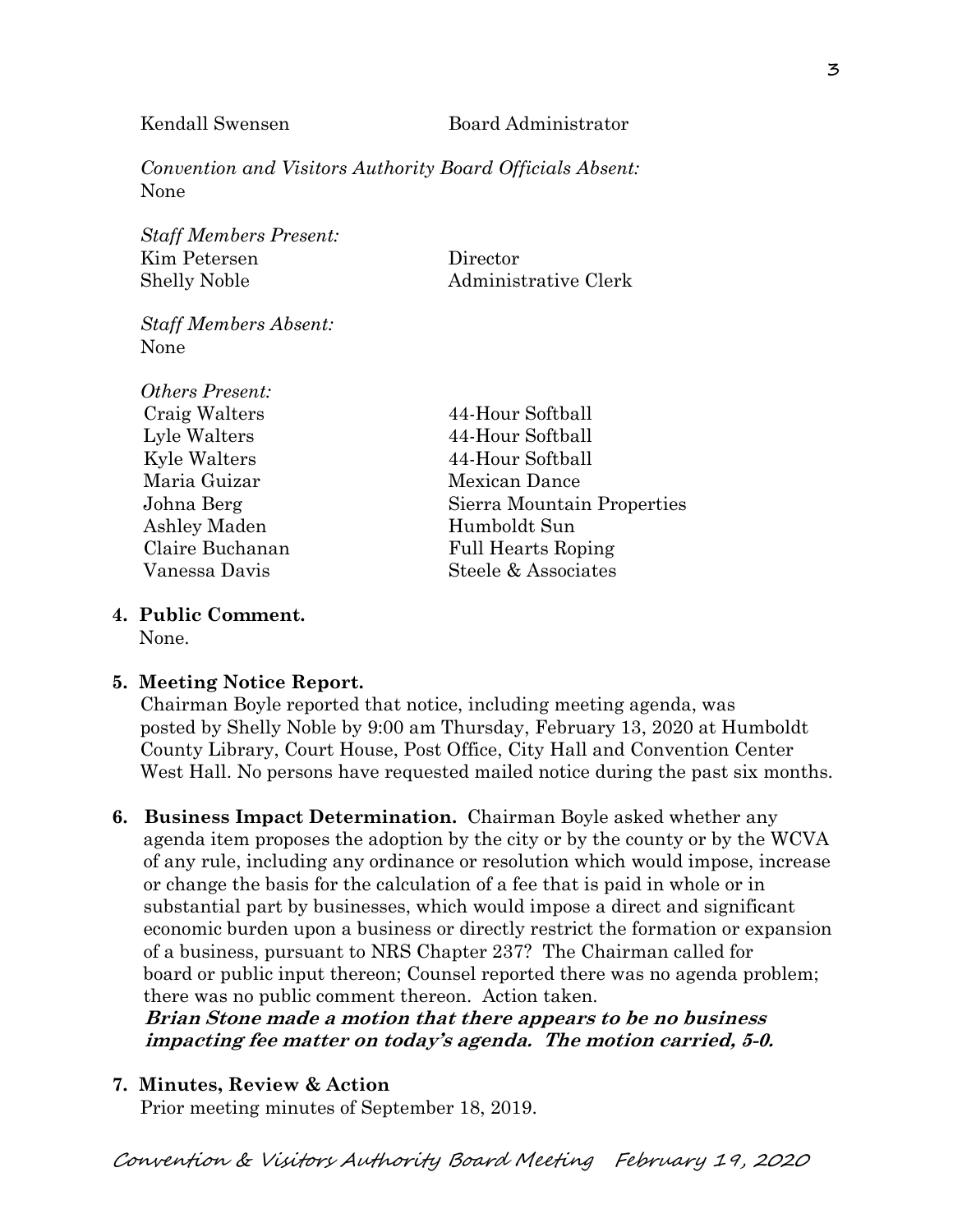Kendall Swensen Board Administrator

*Convention and Visitors Authority Board Officials Absent:*
None

*Staff Members Present:*
Kim Petersen Director
Shelly Noble Administrative Clerk

*Staff Members Absent:*
None

*Others Present:*
Craig Walters 44-Hour Softball
Lyle Walters 44-Hour Softball
Kyle Walters 44-Hour Softball
Maria Guizar Mexican Dance
Johna Berg Sierra Mountain Properties
Ashley Maden Humboldt Sun
Claire Buchanan Full Hearts Roping
Vanessa Davis Steele & Associates

**4. Public Comment.**
None.

**5. Meeting Notice Report.**
Chairman Boyle reported that notice, including meeting agenda, was posted by Shelly Noble by 9:00 am Thursday, February 13, 2020 at Humboldt County Library, Court House, Post Office, City Hall and Convention Center West Hall. No persons have requested mailed notice during the past six months.

**6. Business Impact Determination.** Chairman Boyle asked whether any agenda item proposes the adoption by the city or by the county or by the WCVA of any rule, including any ordinance or resolution which would impose, increase or change the basis for the calculation of a fee that is paid in whole or in substantial part by businesses, which would impose a direct and significant economic burden upon a business or directly restrict the formation or expansion of a business, pursuant to NRS Chapter 237? The Chairman called for board or public input thereon; Counsel reported there was no agenda problem; there was no public comment thereon. Action taken.
***Brian Stone made a motion that there appears to be no business impacting fee matter on today's agenda. The motion carried, 5-0.***

**7. Minutes, Review & Action**
Prior meeting minutes of September 18, 2019.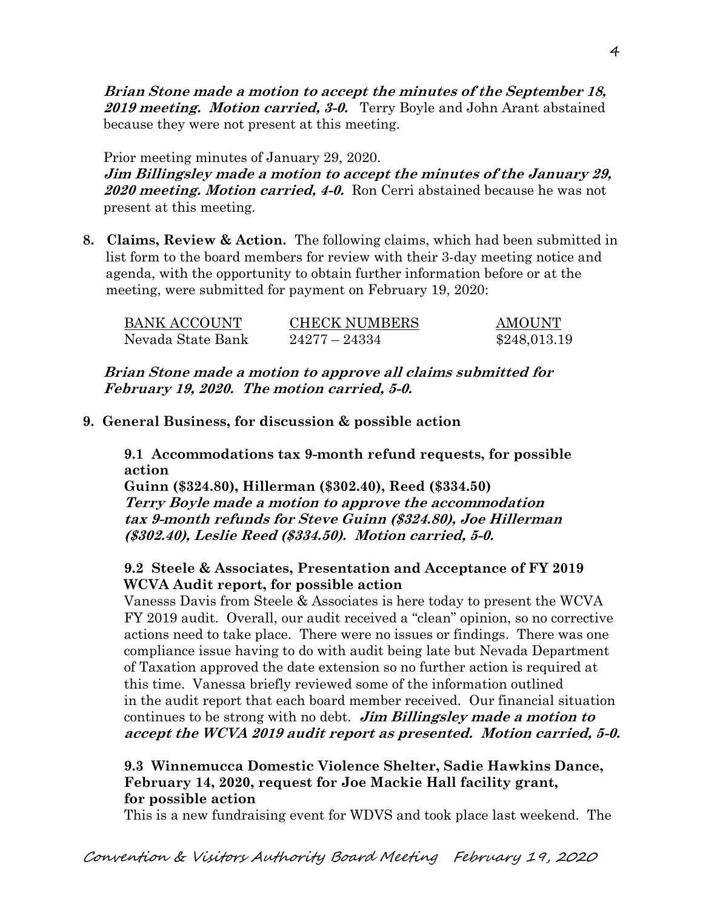***Brian Stone made a motion to accept the minutes of the September 18, 2019 meeting. Motion carried, 3-0.*** Terry Boyle and John Arant abstained because they were not present at this meeting.

Prior meeting minutes of January 29, 2020.

***Jim Billingsley made a motion to accept the minutes of the January 29, 2020 meeting. Motion carried, 4-0.*** Ron Cerri abstained because he was not present at this meeting.

**8. Claims, Review & Action.** The following claims, which had been submitted in list form to the board members for review with their 3-day meeting notice and agenda, with the opportunity to obtain further information before or at the meeting, were submitted for payment on February 19, 2020:

| BANK ACCOUNT | CHECK NUMBERS | AMOUNT |
|---|---|---|
| Nevada State Bank | 24277 – 24334 | \$248,013.19 |

***Brian Stone made a motion to approve all claims submitted for February 19, 2020. The motion carried, 5-0.***

**9. General Business, for discussion & possible action**

**9.1 Accommodations tax 9-month refund requests, for possible action**
**Guinn (\$324.80), Hillerman (\$302.40), Reed (\$334.50)**
***Terry Boyle made a motion to approve the accommodation tax 9-month refunds for Steve Guinn (\$324.80), Joe Hillerman (\$302.40), Leslie Reed (\$334.50). Motion carried, 5-0.***

**9.2 Steele & Associates, Presentation and Acceptance of FY 2019 WCVA Audit report, for possible action**

Vanesss Davis from Steele & Associates is here today to present the WCVA FY 2019 audit. Overall, our audit received a "clean" opinion, so no corrective actions need to take place. There were no issues or findings. There was one compliance issue having to do with audit being late but Nevada Department of Taxation approved the date extension so no further action is required at this time. Vanessa briefly reviewed some of the information outlined in the audit report that each board member received. Our financial situation continues to be strong with no debt. ***Jim Billingsley made a motion to accept the WCVA 2019 audit report as presented. Motion carried, 5-0.***

**9.3 Winnemucca Domestic Violence Shelter, Sadie Hawkins Dance, February 14, 2020, request for Joe Mackie Hall facility grant, for possible action**

This is a new fundraising event for WDVS and took place last weekend. The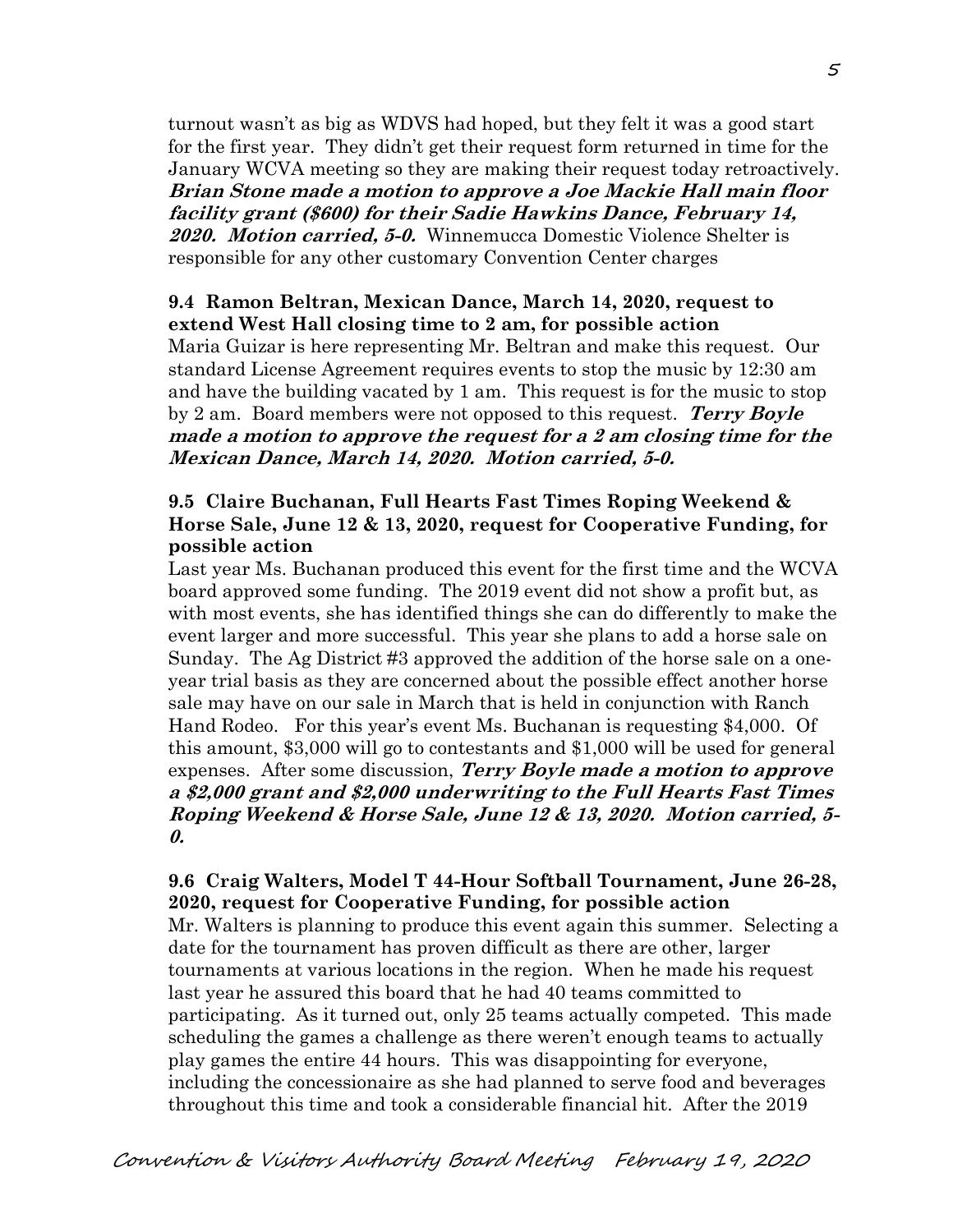turnout wasn't as big as WDVS had hoped, but they felt it was a good start for the first year. They didn't get their request form returned in time for the January WCVA meeting so they are making their request today retroactively. ***Brian Stone made a motion to approve a Joe Mackie Hall main floor facility grant ($600) for their Sadie Hawkins Dance, February 14, 2020. Motion carried, 5-0.*** Winnemucca Domestic Violence Shelter is responsible for any other customary Convention Center charges

**9.4 Ramon Beltran, Mexican Dance, March 14, 2020, request to extend West Hall closing time to 2 am, for possible action**

Maria Guizar is here representing Mr. Beltran and make this request. Our standard License Agreement requires events to stop the music by 12:30 am and have the building vacated by 1 am. This request is for the music to stop by 2 am. Board members were not opposed to this request. ***Terry Boyle made a motion to approve the request for a 2 am closing time for the Mexican Dance, March 14, 2020. Motion carried, 5-0.***

**9.5 Claire Buchanan, Full Hearts Fast Times Roping Weekend & Horse Sale, June 12 & 13, 2020, request for Cooperative Funding, for possible action**

Last year Ms. Buchanan produced this event for the first time and the WCVA board approved some funding. The 2019 event did not show a profit but, as with most events, she has identified things she can do differently to make the event larger and more successful. This year she plans to add a horse sale on Sunday. The Ag District #3 approved the addition of the horse sale on a one-year trial basis as they are concerned about the possible effect another horse sale may have on our sale in March that is held in conjunction with Ranch Hand Rodeo. For this year's event Ms. Buchanan is requesting $4,000. Of this amount, $3,000 will go to contestants and $1,000 will be used for general expenses. After some discussion, ***Terry Boyle made a motion to approve a $2,000 grant and $2,000 underwriting to the Full Hearts Fast Times Roping Weekend & Horse Sale, June 12 & 13, 2020. Motion carried, 5-0.***

**9.6 Craig Walters, Model T 44-Hour Softball Tournament, June 26-28, 2020, request for Cooperative Funding, for possible action**

Mr. Walters is planning to produce this event again this summer. Selecting a date for the tournament has proven difficult as there are other, larger tournaments at various locations in the region. When he made his request last year he assured this board that he had 40 teams committed to participating. As it turned out, only 25 teams actually competed. This made scheduling the games a challenge as there weren't enough teams to actually play games the entire 44 hours. This was disappointing for everyone, including the concessionaire as she had planned to serve food and beverages throughout this time and took a considerable financial hit. After the 2019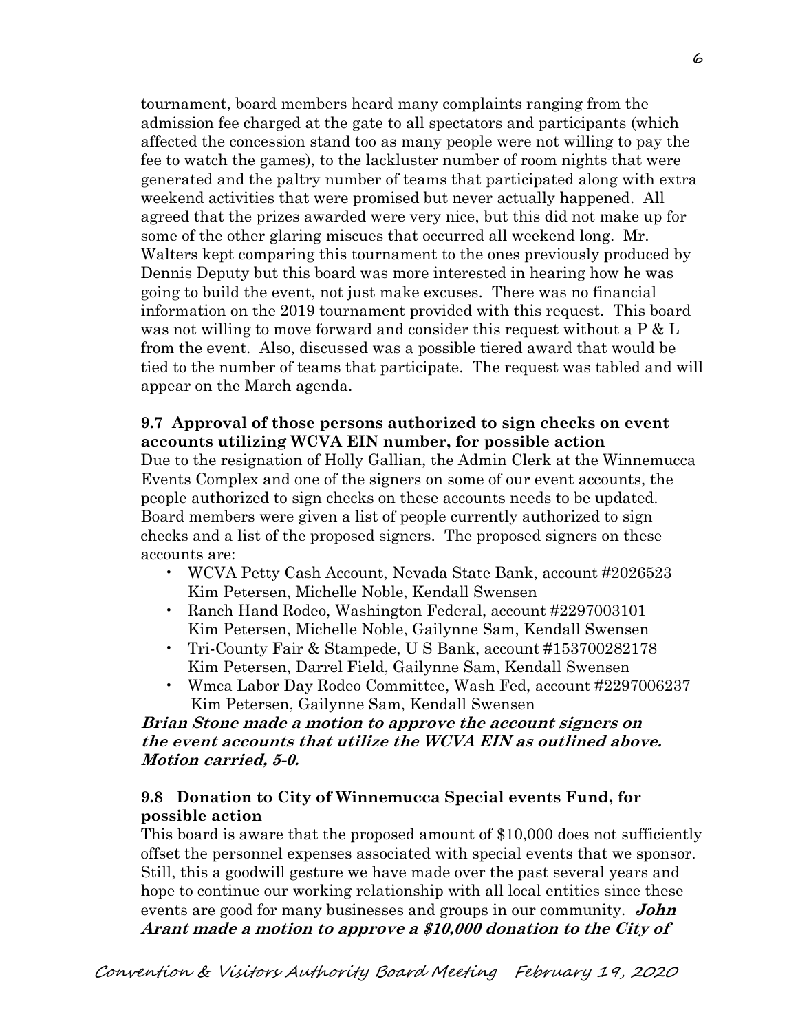tournament, board members heard many complaints ranging from the admission fee charged at the gate to all spectators and participants (which affected the concession stand too as many people were not willing to pay the fee to watch the games), to the lackluster number of room nights that were generated and the paltry number of teams that participated along with extra weekend activities that were promised but never actually happened. All agreed that the prizes awarded were very nice, but this did not make up for some of the other glaring miscues that occurred all weekend long. Mr. Walters kept comparing this tournament to the ones previously produced by Dennis Deputy but this board was more interested in hearing how he was going to build the event, not just make excuses. There was no financial information on the 2019 tournament provided with this request. This board was not willing to move forward and consider this request without a P & L from the event. Also, discussed was a possible tiered award that would be tied to the number of teams that participate. The request was tabled and will appear on the March agenda.

**9.7 Approval of those persons authorized to sign checks on event accounts utilizing WCVA EIN number, for possible action**

Due to the resignation of Holly Gallian, the Admin Clerk at the Winnemucca Events Complex and one of the signers on some of our event accounts, the people authorized to sign checks on these accounts needs to be updated. Board members were given a list of people currently authorized to sign checks and a list of the proposed signers. The proposed signers on these accounts are:

- WCVA Petty Cash Account, Nevada State Bank, account #2026523
  Kim Petersen, Michelle Noble, Kendall Swensen
- Ranch Hand Rodeo, Washington Federal, account #2297003101
  Kim Petersen, Michelle Noble, Gailynne Sam, Kendall Swensen
- Tri-County Fair & Stampede, U S Bank, account #153700282178
  Kim Petersen, Darrel Field, Gailynne Sam, Kendall Swensen
- Wmca Labor Day Rodeo Committee, Wash Fed, account #2297006237
  Kim Petersen, Gailynne Sam, Kendall Swensen

***Brian Stone made a motion to approve the account signers on the event accounts that utilize the WCVA EIN as outlined above. Motion carried, 5-0.***

**9.8 Donation to City of Winnemucca Special events Fund, for possible action**

This board is aware that the proposed amount of $10,000 does not sufficiently offset the personnel expenses associated with special events that we sponsor. Still, this a goodwill gesture we have made over the past several years and hope to continue our working relationship with all local entities since these events are good for many businesses and groups in our community. ***John Arant made a motion to approve a $10,000 donation to the City of***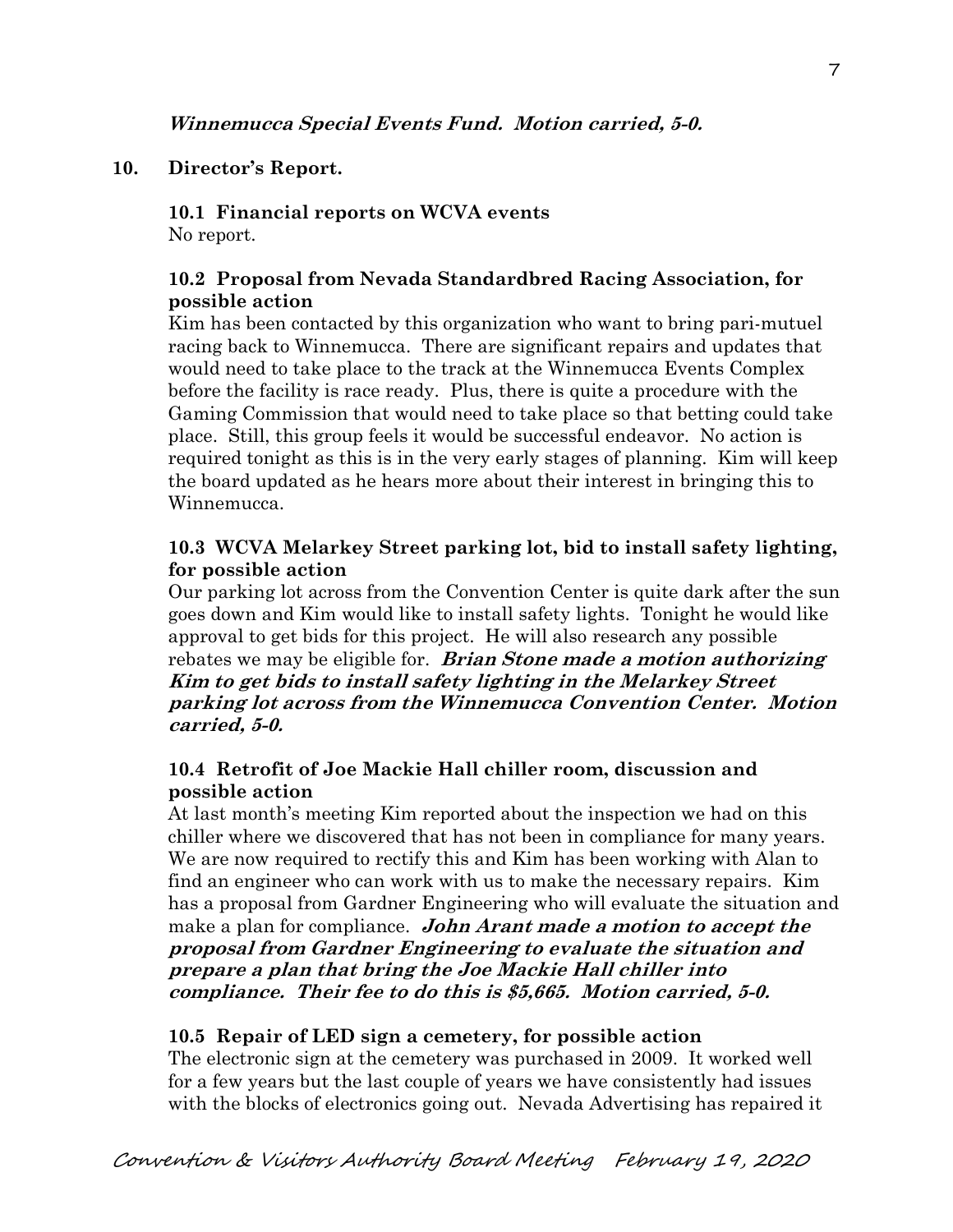***Winnemucca Special Events Fund. Motion carried, 5-0.***

## 10. Director's Report.

### 10.1 Financial reports on WCVA events

No report.

### 10.2 Proposal from Nevada Standardbred Racing Association, for possible action

Kim has been contacted by this organization who want to bring pari-mutuel racing back to Winnemucca. There are significant repairs and updates that would need to take place to the track at the Winnemucca Events Complex before the facility is race ready. Plus, there is quite a procedure with the Gaming Commission that would need to take place so that betting could take place. Still, this group feels it would be successful endeavor. No action is required tonight as this is in the very early stages of planning. Kim will keep the board updated as he hears more about their interest in bringing this to Winnemucca.

### 10.3 WCVA Melarkey Street parking lot, bid to install safety lighting, for possible action

Our parking lot across from the Convention Center is quite dark after the sun goes down and Kim would like to install safety lights. Tonight he would like approval to get bids for this project. He will also research any possible rebates we may be eligible for. ***Brian Stone made a motion authorizing Kim to get bids to install safety lighting in the Melarkey Street parking lot across from the Winnemucca Convention Center. Motion carried, 5-0.***

### 10.4 Retrofit of Joe Mackie Hall chiller room, discussion and possible action

At last month's meeting Kim reported about the inspection we had on this chiller where we discovered that has not been in compliance for many years. We are now required to rectify this and Kim has been working with Alan to find an engineer who can work with us to make the necessary repairs. Kim has a proposal from Gardner Engineering who will evaluate the situation and make a plan for compliance. ***John Arant made a motion to accept the proposal from Gardner Engineering to evaluate the situation and prepare a plan that bring the Joe Mackie Hall chiller into compliance. Their fee to do this is $5,665. Motion carried, 5-0.***

### 10.5 Repair of LED sign a cemetery, for possible action

The electronic sign at the cemetery was purchased in 2009. It worked well for a few years but the last couple of years we have consistently had issues with the blocks of electronics going out. Nevada Advertising has repaired it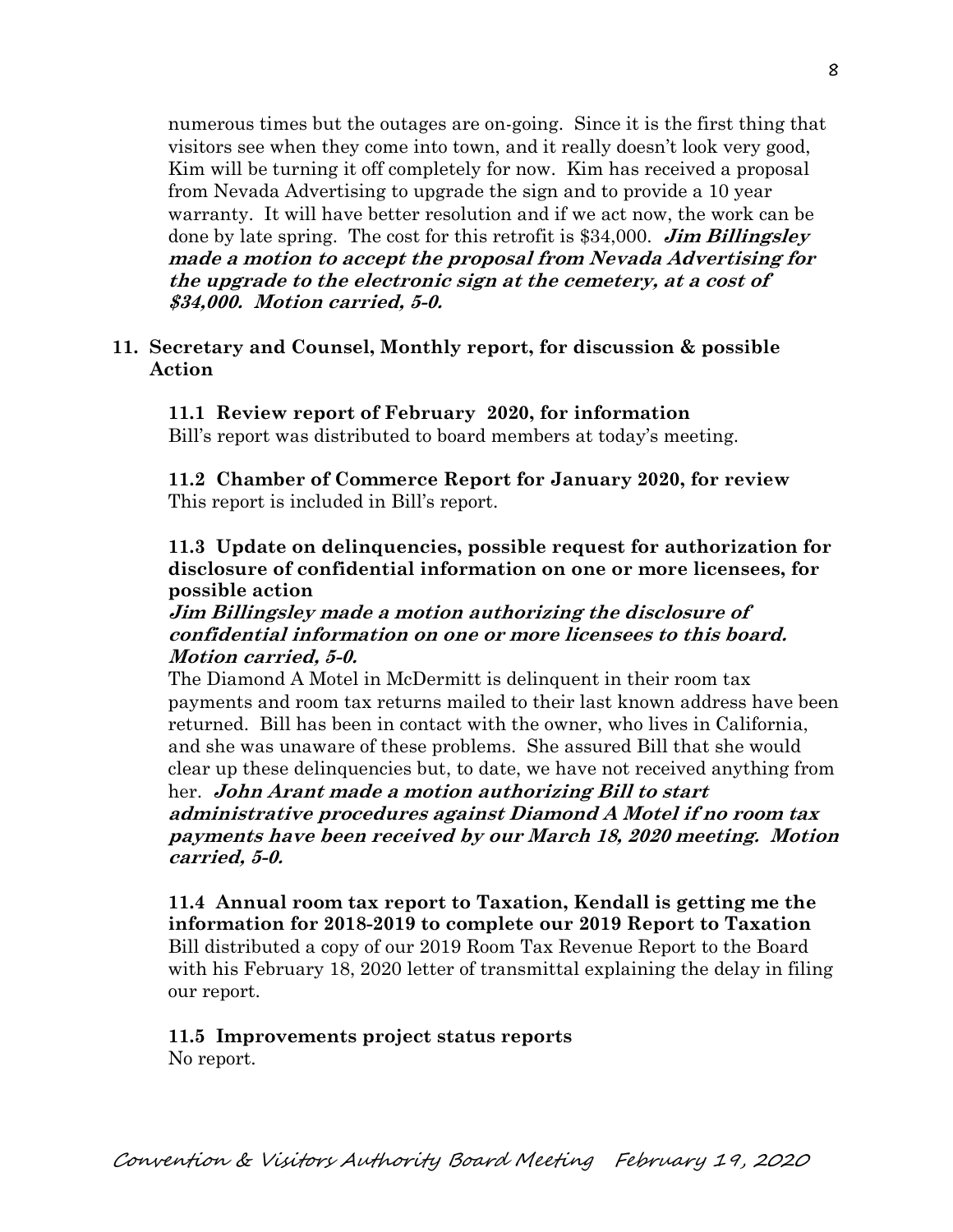numerous times but the outages are on-going. Since it is the first thing that visitors see when they come into town, and it really doesn't look very good, Kim will be turning it off completely for now. Kim has received a proposal from Nevada Advertising to upgrade the sign and to provide a 10 year warranty. It will have better resolution and if we act now, the work can be done by late spring. The cost for this retrofit is $34,000. ***Jim Billingsley made a motion to accept the proposal from Nevada Advertising for the upgrade to the electronic sign at the cemetery, at a cost of $34,000. Motion carried, 5-0.***

**11. Secretary and Counsel, Monthly report, for discussion & possible Action**

**11.1 Review report of February 2020, for information**
Bill's report was distributed to board members at today's meeting.

**11.2 Chamber of Commerce Report for January 2020, for review**
This report is included in Bill's report.

**11.3 Update on delinquencies, possible request for authorization for disclosure of confidential information on one or more licensees, for possible action**
***Jim Billingsley made a motion authorizing the disclosure of confidential information on one or more licensees to this board. Motion carried, 5-0.***
The Diamond A Motel in McDermitt is delinquent in their room tax payments and room tax returns mailed to their last known address have been returned. Bill has been in contact with the owner, who lives in California, and she was unaware of these problems. She assured Bill that she would clear up these delinquencies but, to date, we have not received anything from her. ***John Arant made a motion authorizing Bill to start administrative procedures against Diamond A Motel if no room tax payments have been received by our March 18, 2020 meeting. Motion carried, 5-0.***

**11.4 Annual room tax report to Taxation, Kendall is getting me the information for 2018-2019 to complete our 2019 Report to Taxation**
Bill distributed a copy of our 2019 Room Tax Revenue Report to the Board with his February 18, 2020 letter of transmittal explaining the delay in filing our report.

**11.5 Improvements project status reports**
No report.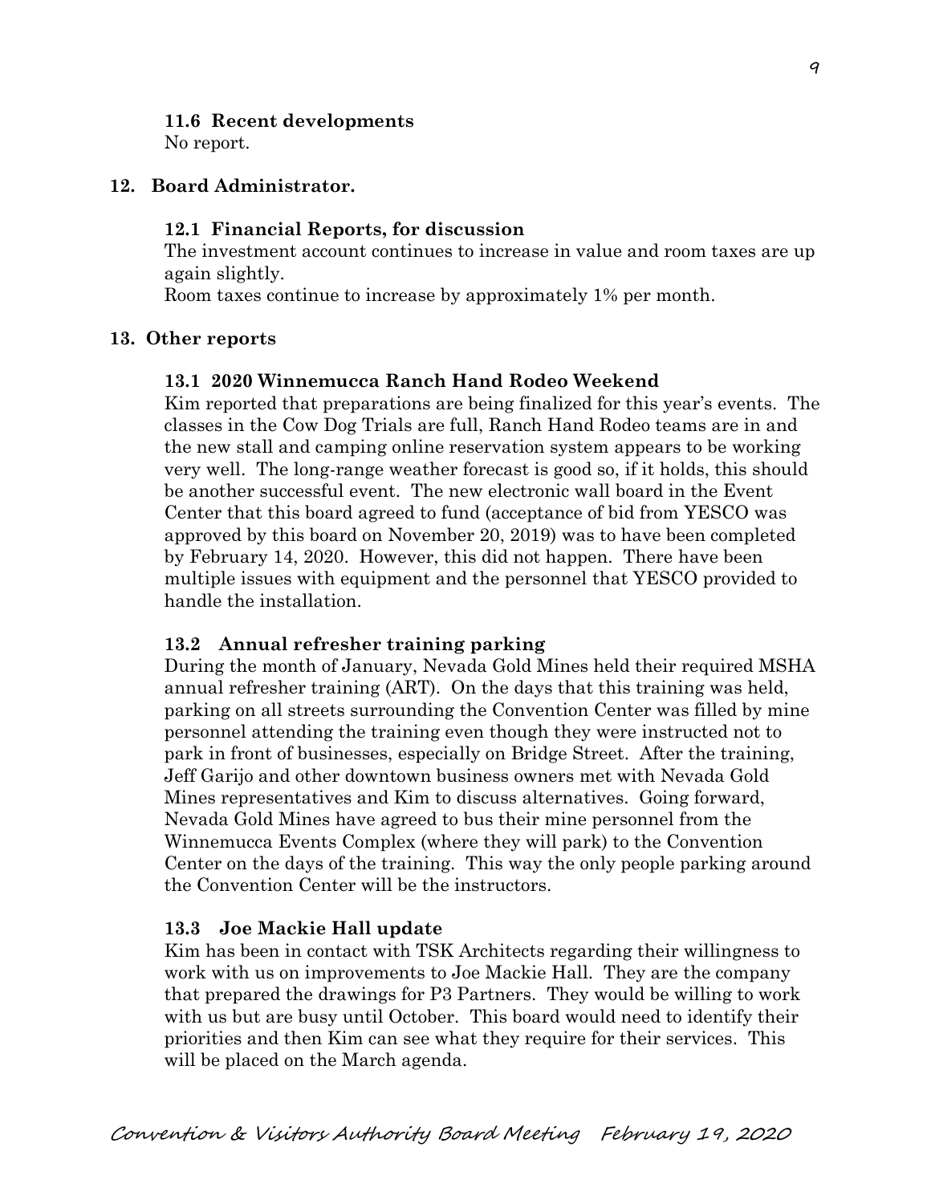**11.6 Recent developments**

No report.

## 12. Board Administrator.

**12.1 Financial Reports, for discussion**

The investment account continues to increase in value and room taxes are up again slightly.

Room taxes continue to increase by approximately 1% per month.

## 13. Other reports

**13.1 2020 Winnemucca Ranch Hand Rodeo Weekend**

Kim reported that preparations are being finalized for this year's events. The classes in the Cow Dog Trials are full, Ranch Hand Rodeo teams are in and the new stall and camping online reservation system appears to be working very well. The long-range weather forecast is good so, if it holds, this should be another successful event. The new electronic wall board in the Event Center that this board agreed to fund (acceptance of bid from YESCO was approved by this board on November 20, 2019) was to have been completed by February 14, 2020. However, this did not happen. There have been multiple issues with equipment and the personnel that YESCO provided to handle the installation.

**13.2 Annual refresher training parking**

During the month of January, Nevada Gold Mines held their required MSHA annual refresher training (ART). On the days that this training was held, parking on all streets surrounding the Convention Center was filled by mine personnel attending the training even though they were instructed not to park in front of businesses, especially on Bridge Street. After the training, Jeff Garijo and other downtown business owners met with Nevada Gold Mines representatives and Kim to discuss alternatives. Going forward, Nevada Gold Mines have agreed to bus their mine personnel from the Winnemucca Events Complex (where they will park) to the Convention Center on the days of the training. This way the only people parking around the Convention Center will be the instructors.

**13.3 Joe Mackie Hall update**

Kim has been in contact with TSK Architects regarding their willingness to work with us on improvements to Joe Mackie Hall. They are the company that prepared the drawings for P3 Partners. They would be willing to work with us but are busy until October. This board would need to identify their priorities and then Kim can see what they require for their services. This will be placed on the March agenda.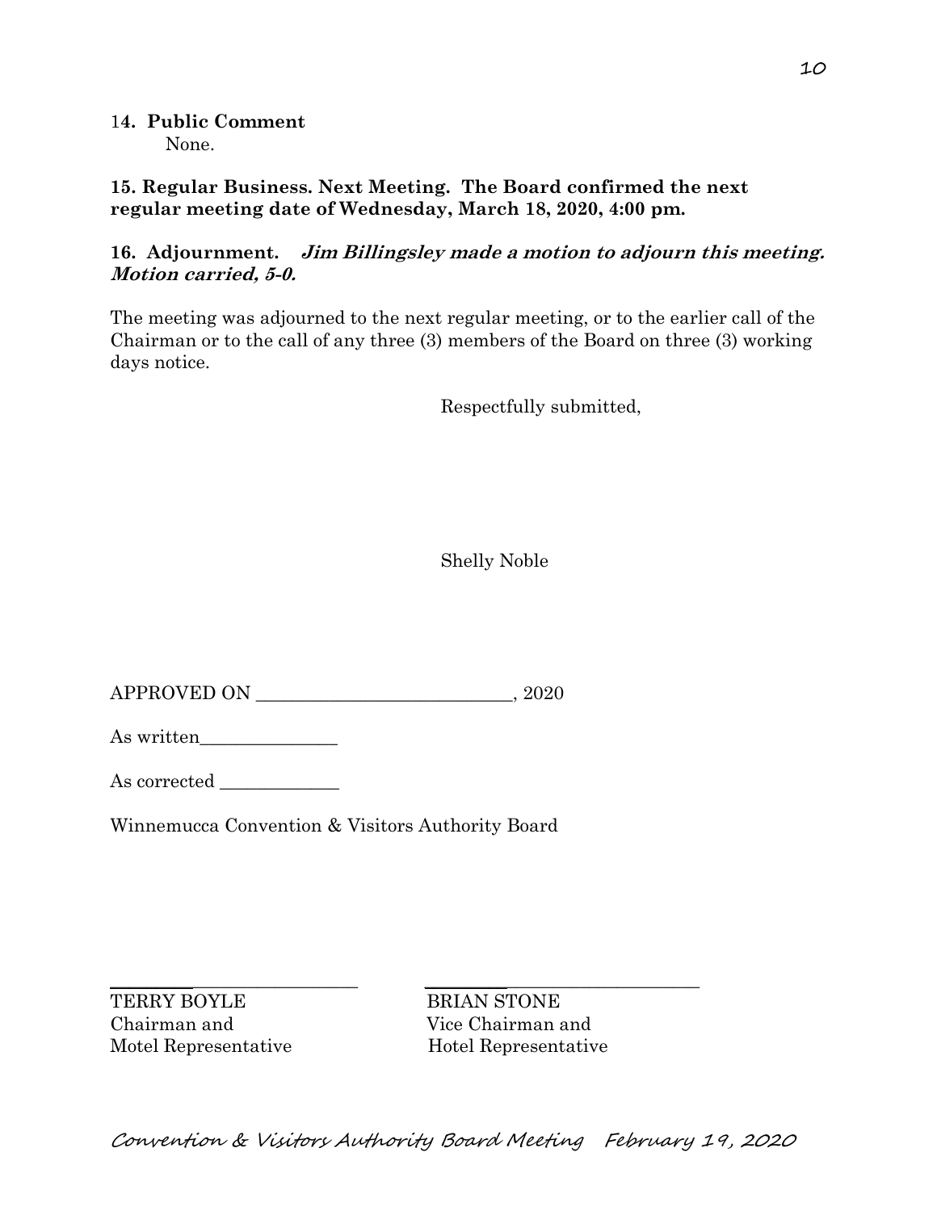**14. Public Comment**

None.

**15. Regular Business. Next Meeting. The Board confirmed the next regular meeting date of Wednesday, March 18, 2020, 4:00 pm.**

**16. Adjournment.** ***Jim Billingsley made a motion to adjourn this meeting. Motion carried, 5-0.***

The meeting was adjourned to the next regular meeting, or to the earlier call of the Chairman or to the call of any three (3) members of the Board on three (3) working days notice.

Respectfully submitted,

Shelly Noble

APPROVED ON ____________________________, 2020

As written_______________

As corrected _____________

Winnemucca Convention & Visitors Authority Board

| _________________________ | _________________________ |
|---|---|
| TERRY BOYLE<br>Chairman and<br>Motel Representative | BRIAN STONE<br>Vice Chairman and<br>Hotel Representative |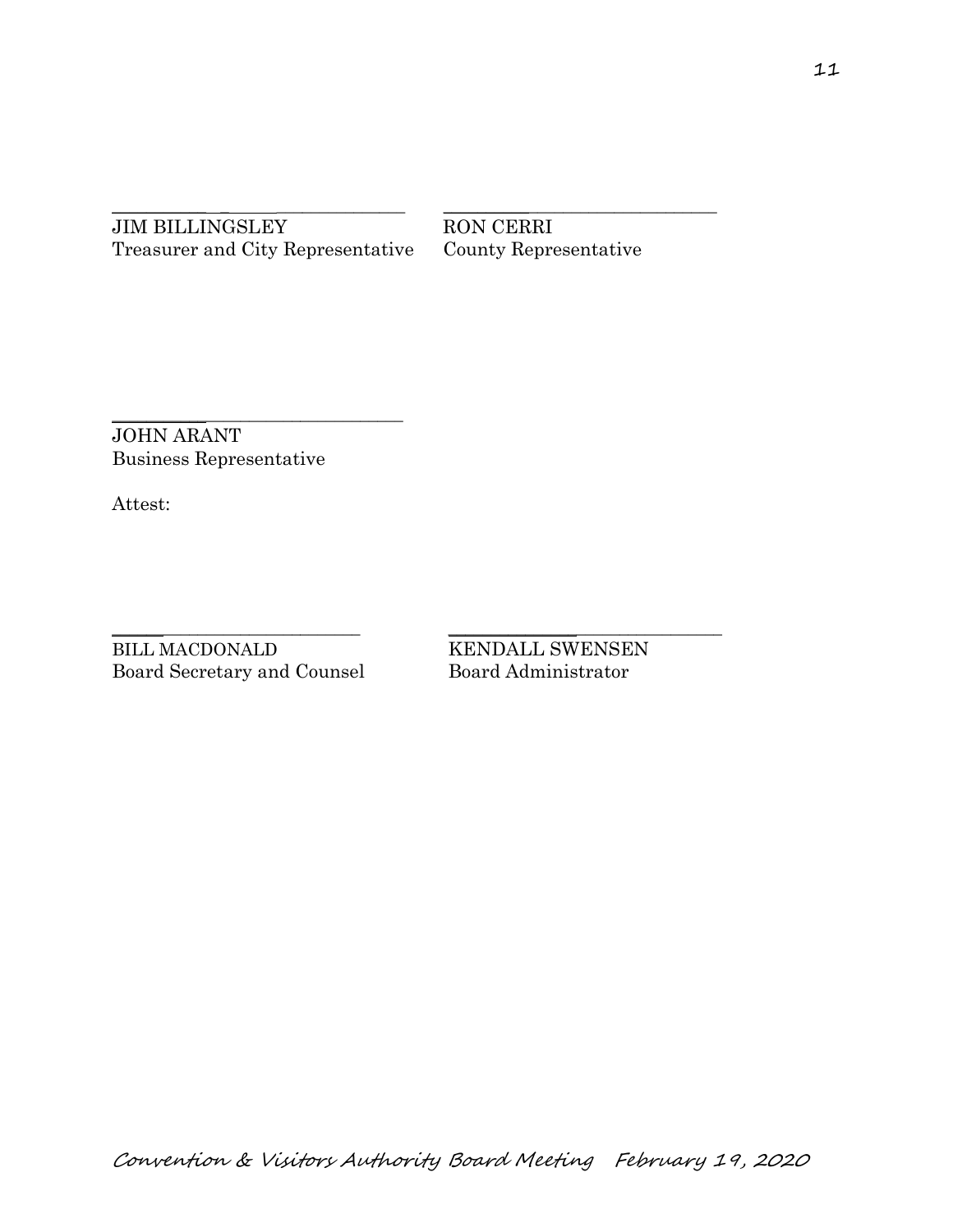\_\_\_\_\_\_\_\_\_\_\_\_\_\_\_\_\_\_\_\_\_\_\_\_\_\_\_\_\_\_\_\_  
JIM BILLINGSLEY  
Treasurer and City Representative

\_\_\_\_\_\_\_\_\_\_\_\_\_\_\_\_\_\_\_\_\_\_\_\_\_\_\_\_\_\_\_\_  
RON CERRI  
County Representative

\_\_\_\_\_\_\_\_\_\_\_\_\_\_\_\_\_\_\_\_\_\_\_\_\_\_\_\_\_\_\_\_  
JOHN ARANT  
Business Representative

Attest:

\_\_\_\_\_\_\_\_\_\_\_\_\_\_\_\_\_\_\_\_\_\_\_\_\_\_\_\_\_\_\_\_  
BILL MACDONALD  
Board Secretary and Counsel

\_\_\_\_\_\_\_\_\_\_\_\_\_\_\_\_\_\_\_\_\_\_\_\_\_\_\_\_\_\_\_\_  
KENDALL SWENSEN  
Board Administrator